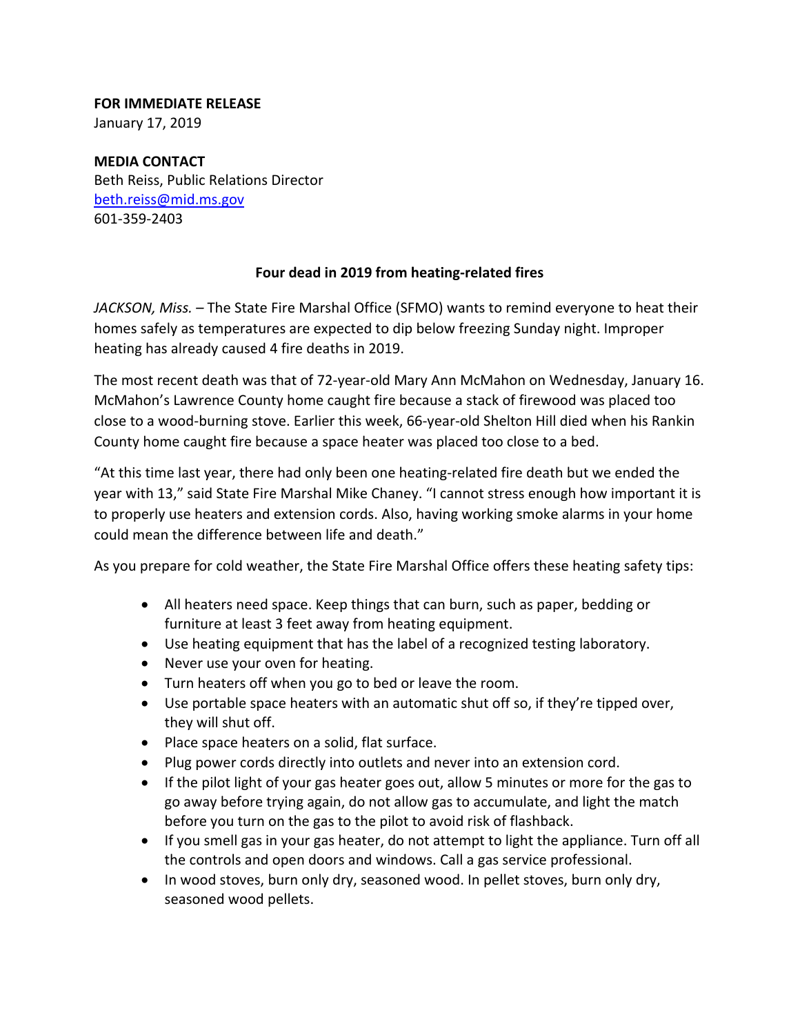**FOR IMMEDIATE RELEASE**
January 17, 2019

**MEDIA CONTACT**
Beth Reiss, Public Relations Director
beth.reiss@mid.ms.gov
601-359-2403

## Four dead in 2019 from heating-related fires

*JACKSON, Miss.* – The State Fire Marshal Office (SFMO) wants to remind everyone to heat their homes safely as temperatures are expected to dip below freezing Sunday night. Improper heating has already caused 4 fire deaths in 2019.

The most recent death was that of 72-year-old Mary Ann McMahon on Wednesday, January 16. McMahon's Lawrence County home caught fire because a stack of firewood was placed too close to a wood-burning stove. Earlier this week, 66-year-old Shelton Hill died when his Rankin County home caught fire because a space heater was placed too close to a bed.

"At this time last year, there had only been one heating-related fire death but we ended the year with 13," said State Fire Marshal Mike Chaney. "I cannot stress enough how important it is to properly use heaters and extension cords. Also, having working smoke alarms in your home could mean the difference between life and death."

As you prepare for cold weather, the State Fire Marshal Office offers these heating safety tips:

- All heaters need space. Keep things that can burn, such as paper, bedding or furniture at least 3 feet away from heating equipment.
- Use heating equipment that has the label of a recognized testing laboratory.
- Never use your oven for heating.
- Turn heaters off when you go to bed or leave the room.
- Use portable space heaters with an automatic shut off so, if they're tipped over, they will shut off.
- Place space heaters on a solid, flat surface.
- Plug power cords directly into outlets and never into an extension cord.
- If the pilot light of your gas heater goes out, allow 5 minutes or more for the gas to go away before trying again, do not allow gas to accumulate, and light the match before you turn on the gas to the pilot to avoid risk of flashback.
- If you smell gas in your gas heater, do not attempt to light the appliance. Turn off all the controls and open doors and windows. Call a gas service professional.
- In wood stoves, burn only dry, seasoned wood. In pellet stoves, burn only dry, seasoned wood pellets.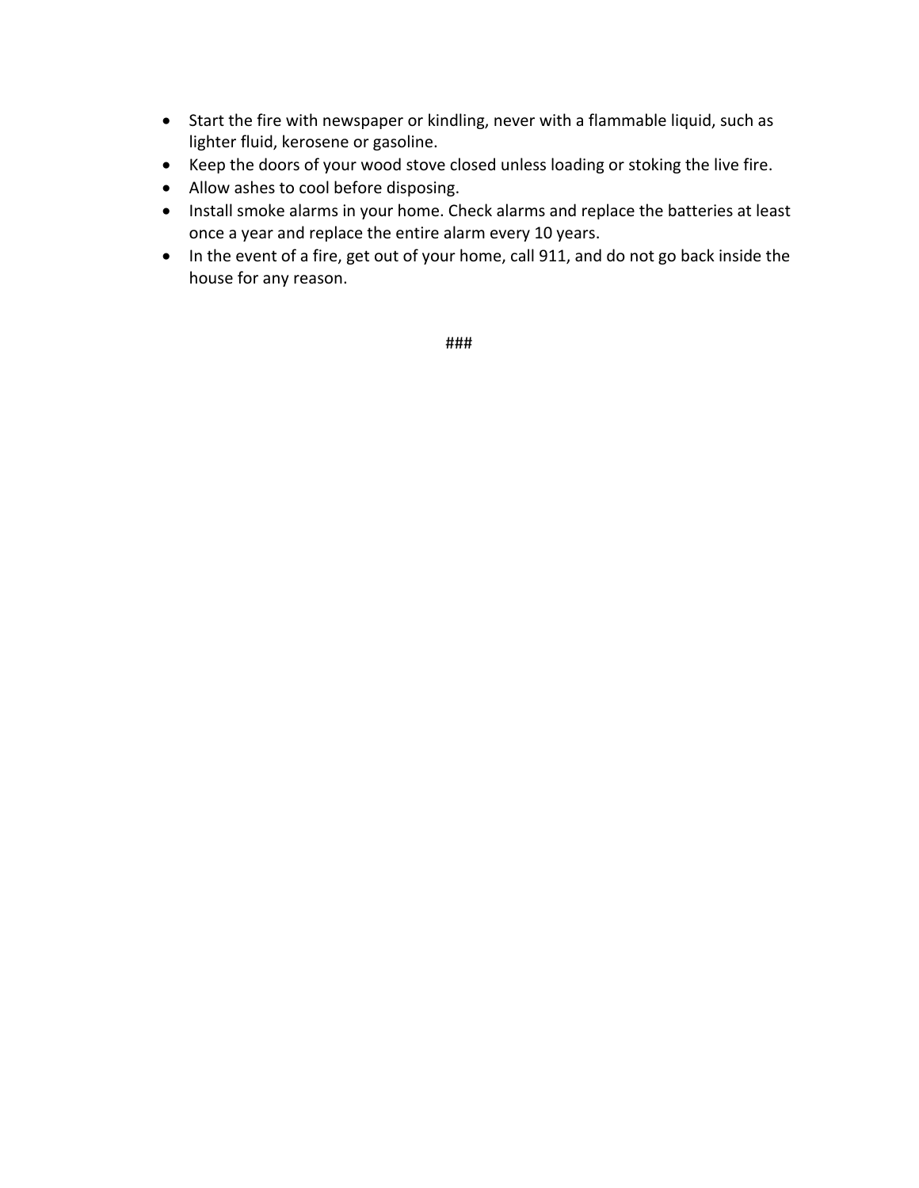- Start the fire with newspaper or kindling, never with a flammable liquid, such as lighter fluid, kerosene or gasoline.
- Keep the doors of your wood stove closed unless loading or stoking the live fire.
- Allow ashes to cool before disposing.
- Install smoke alarms in your home. Check alarms and replace the batteries at least once a year and replace the entire alarm every 10 years.
- In the event of a fire, get out of your home, call 911, and do not go back inside the house for any reason.

###